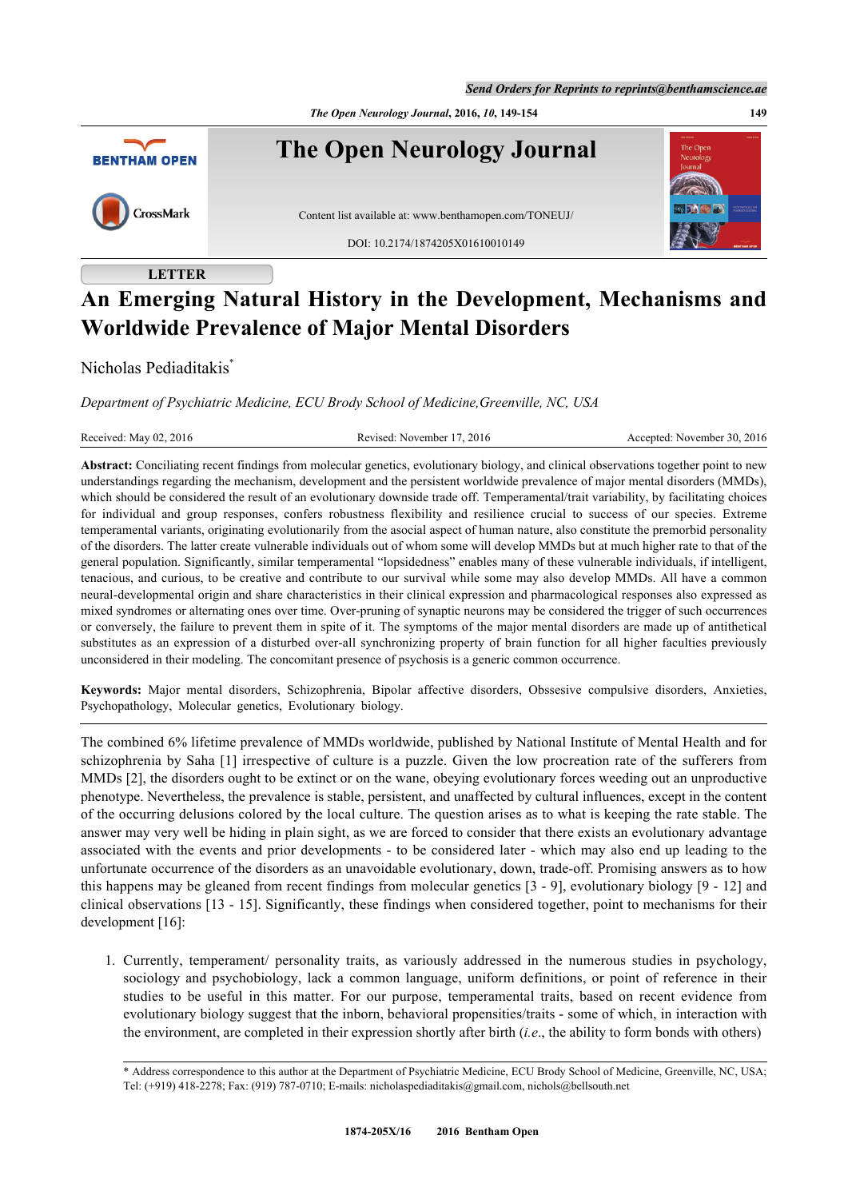LETTER

# An Emerging Natural History in the Development, Mechanisms and Worldwide Prevalence of Major Mental Disorders

Nicholas Pediaditakis*

*Department of Psychiatric Medicine, ECU Brody School of Medicine,Greenville, NC, USA*

Received: May 02, 2016 Revised: November 17, 2016 Accepted: November 30, 2016

**Abstract:** Conciliating recent findings from molecular genetics, evolutionary biology, and clinical observations together point to new understandings regarding the mechanism, development and the persistent worldwide prevalence of major mental disorders (MMDs), which should be considered the result of an evolutionary downside trade off. Temperamental/trait variability, by facilitating choices for individual and group responses, confers robustness flexibility and resilience crucial to success of our species. Extreme temperamental variants, originating evolutionarily from the asocial aspect of human nature, also constitute the premorbid personality of the disorders. The latter create vulnerable individuals out of whom some will develop MMDs but at much higher rate to that of the general population. Significantly, similar temperamental "lopsidedness" enables many of these vulnerable individuals, if intelligent, tenacious, and curious, to be creative and contribute to our survival while some may also develop MMDs. All have a common neural-developmental origin and share characteristics in their clinical expression and pharmacological responses also expressed as mixed syndromes or alternating ones over time. Over-pruning of synaptic neurons may be considered the trigger of such occurrences or conversely, the failure to prevent them in spite of it. The symptoms of the major mental disorders are made up of antithetical substitutes as an expression of a disturbed over-all synchronizing property of brain function for all higher faculties previously unconsidered in their modeling. The concomitant presence of psychosis is a generic common occurrence.

**Keywords:** Major mental disorders, Schizophrenia, Bipolar affective disorders, Obssesive compulsive disorders, Anxieties, Psychopathology, Molecular genetics, Evolutionary biology.

The combined 6% lifetime prevalence of MMDs worldwide, published by National Institute of Mental Health and for schizophrenia by Saha [1] irrespective of culture is a puzzle. Given the low procreation rate of the sufferers from MMDs [2], the disorders ought to be extinct or on the wane, obeying evolutionary forces weeding out an unproductive phenotype. Nevertheless, the prevalence is stable, persistent, and unaffected by cultural influences, except in the content of the occurring delusions colored by the local culture. The question arises as to what is keeping the rate stable. The answer may very well be hiding in plain sight, as we are forced to consider that there exists an evolutionary advantage associated with the events and prior developments - to be considered later - which may also end up leading to the unfortunate occurrence of the disorders as an unavoidable evolutionary, down, trade-off. Promising answers as to how this happens may be gleaned from recent findings from molecular genetics [3 - 9], evolutionary biology [9 - 12] and clinical observations [13 - 15]. Significantly, these findings when considered together, point to mechanisms for their development [16]:

1. Currently, temperament/ personality traits, as variously addressed in the numerous studies in psychology, sociology and psychobiology, lack a common language, uniform definitions, or point of reference in their studies to be useful in this matter. For our purpose, temperamental traits, based on recent evidence from evolutionary biology suggest that the inborn, behavioral propensities/traits - some of which, in interaction with the environment, are completed in their expression shortly after birth (*i.e.*, the ability to form bonds with others)

\* Address correspondence to this author at the Department of Psychiatric Medicine, ECU Brody School of Medicine, Greenville, NC, USA; Tel: (+919) 418-2278; Fax: (919) 787-0710; E-mails: nicholaspediaditakis@gmail.com, nichols@bellsouth.net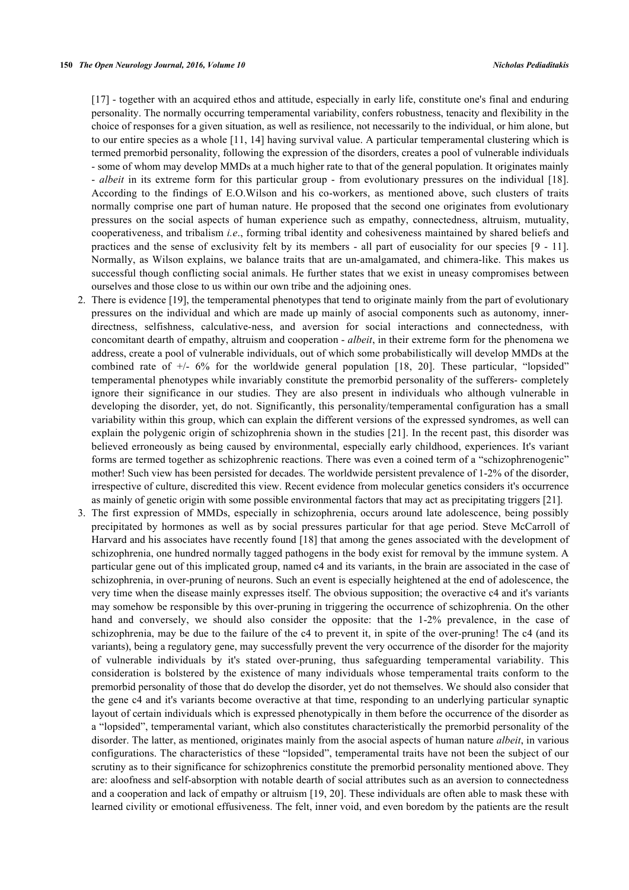[17] - together with an acquired ethos and attitude, especially in early life, constitute one's final and enduring personality. The normally occurring temperamental variability, confers robustness, tenacity and flexibility in the choice of responses for a given situation, as well as resilience, not necessarily to the individual, or him alone, but to our entire species as a whole [11, 14] having survival value. A particular temperamental clustering which is termed premorbid personality, following the expression of the disorders, creates a pool of vulnerable individuals - some of whom may develop MMDs at a much higher rate to that of the general population. It originates mainly - *albeit* in its extreme form for this particular group - from evolutionary pressures on the individual [18]. According to the findings of E.O.Wilson and his co-workers, as mentioned above, such clusters of traits normally comprise one part of human nature. He proposed that the second one originates from evolutionary pressures on the social aspects of human experience such as empathy, connectedness, altruism, mutuality, cooperativeness, and tribalism *i.e*., forming tribal identity and cohesiveness maintained by shared beliefs and practices and the sense of exclusivity felt by its members - all part of eusociality for our species [9 - 11]. Normally, as Wilson explains, we balance traits that are un-amalgamated, and chimera-like. This makes us successful though conflicting social animals. He further states that we exist in uneasy compromises between ourselves and those close to us within our own tribe and the adjoining ones.

2. There is evidence [19], the temperamental phenotypes that tend to originate mainly from the part of evolutionary pressures on the individual and which are made up mainly of asocial components such as autonomy, inner-directness, selfishness, calculative-ness, and aversion for social interactions and connectedness, with concomitant dearth of empathy, altruism and cooperation - *albeit*, in their extreme form for the phenomena we address, create a pool of vulnerable individuals, out of which some probabilistically will develop MMDs at the combined rate of +/- 6% for the worldwide general population [18, 20]. These particular, "lopsided" temperamental phenotypes while invariably constitute the premorbid personality of the sufferers- completely ignore their significance in our studies. They are also present in individuals who although vulnerable in developing the disorder, yet, do not. Significantly, this personality/temperamental configuration has a small variability within this group, which can explain the different versions of the expressed syndromes, as well can explain the polygenic origin of schizophrenia shown in the studies [21]. In the recent past, this disorder was believed erroneously as being caused by environmental, especially early childhood, experiences. It's variant forms are termed together as schizophrenic reactions. There was even a coined term of a "schizophrenogenic" mother! Such view has been persisted for decades. The worldwide persistent prevalence of 1-2% of the disorder, irrespective of culture, discredited this view. Recent evidence from molecular genetics considers it's occurrence as mainly of genetic origin with some possible environmental factors that may act as precipitating triggers [21].

3. The first expression of MMDs, especially in schizophrenia, occurs around late adolescence, being possibly precipitated by hormones as well as by social pressures particular for that age period. Steve McCarroll of Harvard and his associates have recently found [18] that among the genes associated with the development of schizophrenia, one hundred normally tagged pathogens in the body exist for removal by the immune system. A particular gene out of this implicated group, named c4 and its variants, in the brain are associated in the case of schizophrenia, in over-pruning of neurons. Such an event is especially heightened at the end of adolescence, the very time when the disease mainly expresses itself. The obvious supposition; the overactive c4 and it's variants may somehow be responsible by this over-pruning in triggering the occurrence of schizophrenia. On the other hand and conversely, we should also consider the opposite: that the 1-2% prevalence, in the case of schizophrenia, may be due to the failure of the c4 to prevent it, in spite of the over-pruning! The c4 (and its variants), being a regulatory gene, may successfully prevent the very occurrence of the disorder for the majority of vulnerable individuals by it's stated over-pruning, thus safeguarding temperamental variability. This consideration is bolstered by the existence of many individuals whose temperamental traits conform to the premorbid personality of those that do develop the disorder, yet do not themselves. We should also consider that the gene c4 and it's variants become overactive at that time, responding to an underlying particular synaptic layout of certain individuals which is expressed phenotypically in them before the occurrence of the disorder as a "lopsided", temperamental variant, which also constitutes characteristically the premorbid personality of the disorder. The latter, as mentioned, originates mainly from the asocial aspects of human nature *albeit*, in various configurations. The characteristics of these "lopsided", temperamental traits have not been the subject of our scrutiny as to their significance for schizophrenics constitute the premorbid personality mentioned above. They are: aloofness and self-absorption with notable dearth of social attributes such as an aversion to connectedness and a cooperation and lack of empathy or altruism [19, 20]. These individuals are often able to mask these with learned civility or emotional effusiveness. The felt, inner void, and even boredom by the patients are the result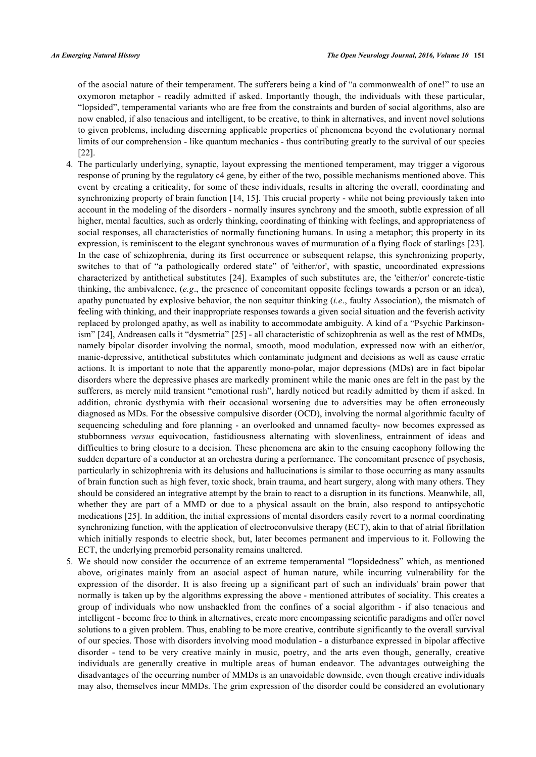of the asocial nature of their temperament. The sufferers being a kind of "a commonwealth of one!" to use an oxymoron metaphor - readily admitted if asked. Importantly though, the individuals with these particular, "lopsided", temperamental variants who are free from the constraints and burden of social algorithms, also are now enabled, if also tenacious and intelligent, to be creative, to think in alternatives, and invent novel solutions to given problems, including discerning applicable properties of phenomena beyond the evolutionary normal limits of our comprehension - like quantum mechanics - thus contributing greatly to the survival of our species [22].

4. The particularly underlying, synaptic, layout expressing the mentioned temperament, may trigger a vigorous response of pruning by the regulatory c4 gene, by either of the two, possible mechanisms mentioned above. This event by creating a criticality, for some of these individuals, results in altering the overall, coordinating and synchronizing property of brain function [14, 15]. This crucial property - while not being previously taken into account in the modeling of the disorders - normally insures synchrony and the smooth, subtle expression of all higher, mental faculties, such as orderly thinking, coordinating of thinking with feelings, and appropriateness of social responses, all characteristics of normally functioning humans. In using a metaphor; this property in its expression, is reminiscent to the elegant synchronous waves of murmuration of a flying flock of starlings [23]. In the case of schizophrenia, during its first occurrence or subsequent relapse, this synchronizing property, switches to that of "a pathologically ordered state" of 'either/or', with spastic, uncoordinated expressions characterized by antithetical substitutes [24]. Examples of such substitutes are, the 'either/or' concrete-tistic thinking, the ambivalence, (*e.g*., the presence of concomitant opposite feelings towards a person or an idea), apathy punctuated by explosive behavior, the non sequitur thinking (*i.e*., faulty Association), the mismatch of feeling with thinking, and their inappropriate responses towards a given social situation and the feverish activity replaced by prolonged apathy, as well as inability to accommodate ambiguity. A kind of a "Psychic Parkinson-ism" [24], Andreasen calls it "dysmetria" [25] - all characteristic of schizophrenia as well as the rest of MMDs, namely bipolar disorder involving the normal, smooth, mood modulation, expressed now with an either/or, manic-depressive, antithetical substitutes which contaminate judgment and decisions as well as cause erratic actions. It is important to note that the apparently mono-polar, major depressions (MDs) are in fact bipolar disorders where the depressive phases are markedly prominent while the manic ones are felt in the past by the sufferers, as merely mild transient "emotional rush", hardly noticed but readily admitted by them if asked. In addition, chronic dysthymia with their occasional worsening due to adversities may be often erroneously diagnosed as MDs. For the obsessive compulsive disorder (OCD), involving the normal algorithmic faculty of sequencing scheduling and fore planning - an overlooked and unnamed faculty- now becomes expressed as stubbornness *versus* equivocation, fastidiousness alternating with slovenliness, entrainment of ideas and difficulties to bring closure to a decision. These phenomena are akin to the ensuing cacophony following the sudden departure of a conductor at an orchestra during a performance. The concomitant presence of psychosis, particularly in schizophrenia with its delusions and hallucinations is similar to those occurring as many assaults of brain function such as high fever, toxic shock, brain trauma, and heart surgery, along with many others. They should be considered an integrative attempt by the brain to react to a disruption in its functions. Meanwhile, all, whether they are part of a MMD or due to a physical assault on the brain, also respond to antipsychotic medications [25]. In addition, the initial expressions of mental disorders easily revert to a normal coordinating synchronizing function, with the application of electroconvulsive therapy (ECT), akin to that of atrial fibrillation which initially responds to electric shock, but, later becomes permanent and impervious to it. Following the ECT, the underlying premorbid personality remains unaltered.

5. We should now consider the occurrence of an extreme temperamental "lopsidedness" which, as mentioned above, originates mainly from an asocial aspect of human nature, while incurring vulnerability for the expression of the disorder. It is also freeing up a significant part of such an individuals' brain power that normally is taken up by the algorithms expressing the above - mentioned attributes of sociality. This creates a group of individuals who now unshackled from the confines of a social algorithm - if also tenacious and intelligent - become free to think in alternatives, create more encompassing scientific paradigms and offer novel solutions to a given problem. Thus, enabling to be more creative, contribute significantly to the overall survival of our species. Those with disorders involving mood modulation - a disturbance expressed in bipolar affective disorder - tend to be very creative mainly in music, poetry, and the arts even though, generally, creative individuals are generally creative in multiple areas of human endeavor. The advantages outweighing the disadvantages of the occurring number of MMDs is an unavoidable downside, even though creative individuals may also, themselves incur MMDs. The grim expression of the disorder could be considered an evolutionary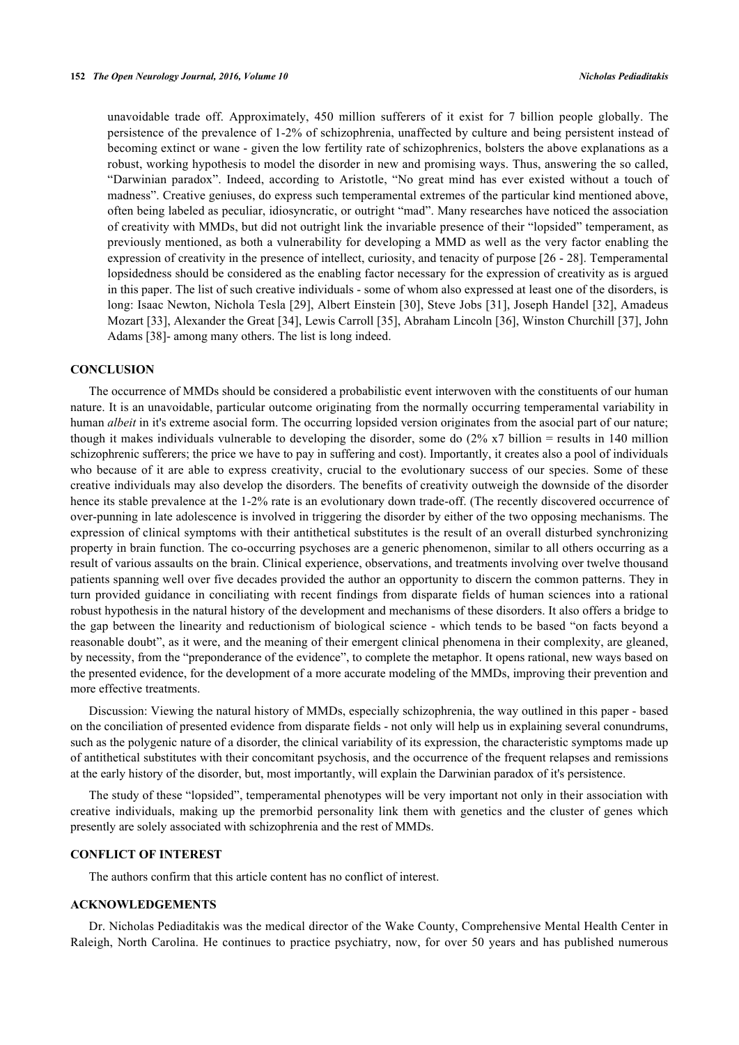unavoidable trade off. Approximately, 450 million sufferers of it exist for 7 billion people globally. The persistence of the prevalence of 1-2% of schizophrenia, unaffected by culture and being persistent instead of becoming extinct or wane - given the low fertility rate of schizophrenics, bolsters the above explanations as a robust, working hypothesis to model the disorder in new and promising ways. Thus, answering the so called, "Darwinian paradox". Indeed, according to Aristotle, "No great mind has ever existed without a touch of madness". Creative geniuses, do express such temperamental extremes of the particular kind mentioned above, often being labeled as peculiar, idiosyncratic, or outright "mad". Many researches have noticed the association of creativity with MMDs, but did not outright link the invariable presence of their "lopsided" temperament, as previously mentioned, as both a vulnerability for developing a MMD as well as the very factor enabling the expression of creativity in the presence of intellect, curiosity, and tenacity of purpose [26 - 28]. Temperamental lopsidedness should be considered as the enabling factor necessary for the expression of creativity as is argued in this paper. The list of such creative individuals - some of whom also expressed at least one of the disorders, is long: Isaac Newton, Nichola Tesla [29], Albert Einstein [30], Steve Jobs [31], Joseph Handel [32], Amadeus Mozart [33], Alexander the Great [34], Lewis Carroll [35], Abraham Lincoln [36], Winston Churchill [37], John Adams [38]- among many others. The list is long indeed.

## CONCLUSION

The occurrence of MMDs should be considered a probabilistic event interwoven with the constituents of our human nature. It is an unavoidable, particular outcome originating from the normally occurring temperamental variability in human *albeit* in it's extreme asocial form. The occurring lopsided version originates from the asocial part of our nature; though it makes individuals vulnerable to developing the disorder, some do (2% x7 billion = results in 140 million schizophrenic sufferers; the price we have to pay in suffering and cost). Importantly, it creates also a pool of individuals who because of it are able to express creativity, crucial to the evolutionary success of our species. Some of these creative individuals may also develop the disorders. The benefits of creativity outweigh the downside of the disorder hence its stable prevalence at the 1-2% rate is an evolutionary down trade-off. (The recently discovered occurrence of over-punning in late adolescence is involved in triggering the disorder by either of the two opposing mechanisms. The expression of clinical symptoms with their antithetical substitutes is the result of an overall disturbed synchronizing property in brain function. The co-occurring psychoses are a generic phenomenon, similar to all others occurring as a result of various assaults on the brain. Clinical experience, observations, and treatments involving over twelve thousand patients spanning well over five decades provided the author an opportunity to discern the common patterns. They in turn provided guidance in conciliating with recent findings from disparate fields of human sciences into a rational robust hypothesis in the natural history of the development and mechanisms of these disorders. It also offers a bridge to the gap between the linearity and reductionism of biological science - which tends to be based "on facts beyond a reasonable doubt", as it were, and the meaning of their emergent clinical phenomena in their complexity, are gleaned, by necessity, from the "preponderance of the evidence", to complete the metaphor. It opens rational, new ways based on the presented evidence, for the development of a more accurate modeling of the MMDs, improving their prevention and more effective treatments.

Discussion: Viewing the natural history of MMDs, especially schizophrenia, the way outlined in this paper - based on the conciliation of presented evidence from disparate fields - not only will help us in explaining several conundrums, such as the polygenic nature of a disorder, the clinical variability of its expression, the characteristic symptoms made up of antithetical substitutes with their concomitant psychosis, and the occurrence of the frequent relapses and remissions at the early history of the disorder, but, most importantly, will explain the Darwinian paradox of it's persistence.

The study of these "lopsided", temperamental phenotypes will be very important not only in their association with creative individuals, making up the premorbid personality link them with genetics and the cluster of genes which presently are solely associated with schizophrenia and the rest of MMDs.

## CONFLICT OF INTEREST

The authors confirm that this article content has no conflict of interest.

## ACKNOWLEDGEMENTS

Dr. Nicholas Pediaditakis was the medical director of the Wake County, Comprehensive Mental Health Center in Raleigh, North Carolina. He continues to practice psychiatry, now, for over 50 years and has published numerous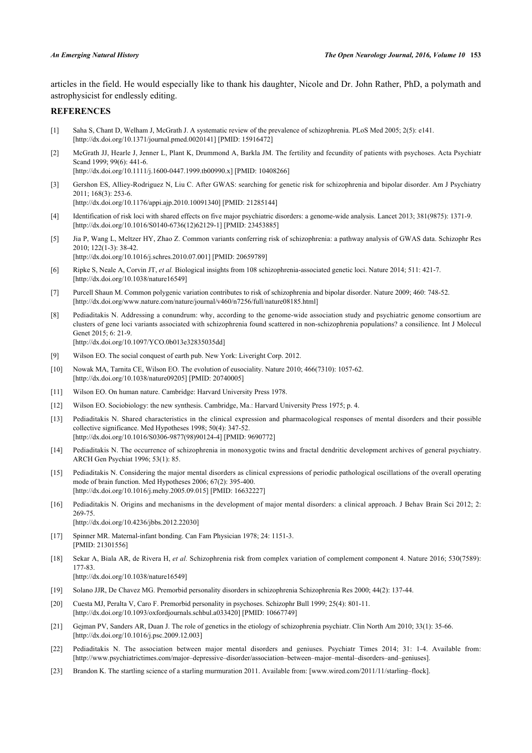articles in the field. He would especially like to thank his daughter, Nicole and Dr. John Rather, PhD, a polymath and astrophysicist for endlessly editing.

## REFERENCES

[1] Saha S, Chant D, Welham J, McGrath J. A systematic review of the prevalence of schizophrenia. PLoS Med 2005; 2(5): e141. [http://dx.doi.org/10.1371/journal.pmed.0020141] [PMID: 15916472]

[2] McGrath JJ, Hearle J, Jenner L, Plant K, Drummond A, Barkla JM. The fertility and fecundity of patients with psychoses. Acta Psychiatr Scand 1999; 99(6): 441-6. [http://dx.doi.org/10.1111/j.1600-0447.1999.tb00990.x] [PMID: 10408266]

[3] Gershon ES, Alliey-Rodriguez N, Liu C. After GWAS: searching for genetic risk for schizophrenia and bipolar disorder. Am J Psychiatry 2011; 168(3): 253-6. [http://dx.doi.org/10.1176/appi.ajp.2010.10091340] [PMID: 21285144]

[4] Identification of risk loci with shared effects on five major psychiatric disorders: a genome-wide analysis. Lancet 2013; 381(9875): 1371-9. [http://dx.doi.org/10.1016/S0140-6736(12)62129-1] [PMID: 23453885]

[5] Jia P, Wang L, Meltzer HY, Zhao Z. Common variants conferring risk of schizophrenia: a pathway analysis of GWAS data. Schizophr Res 2010; 122(1-3): 38-42. [http://dx.doi.org/10.1016/j.schres.2010.07.001] [PMID: 20659789]

[6] Ripke S, Neale A, Corvin JT, *et al.* Biological insights from 108 schizophrenia-associated genetic loci. Nature 2014; 511: 421-7. [http://dx.doi.org/10.1038/nature16549]

[7] Purcell Shaun M. Common polygenic variation contributes to risk of schizophrenia and bipolar disorder. Nature 2009; 460: 748-52. [http://dx.doi.org/www.nature.com/nature/journal/v460/n7256/full/nature08185.html]

[8] Pediaditakis N. Addressing a conundrum: why, according to the genome-wide association study and psychiatric genome consortium are clusters of gene loci variants associated with schizophrenia found scattered in non-schizophrenia populations? a consilience. Int J Molecul Genet 2015; 6: 21-9. [http://dx.doi.org/10.1097/YCO.0b013e32835035dd]

[9] Wilson EO. The social conquest of earth pub. New York: Liveright Corp. 2012.

[10] Nowak MA, Tarnita CE, Wilson EO. The evolution of eusociality. Nature 2010; 466(7310): 1057-62. [http://dx.doi.org/10.1038/nature09205] [PMID: 20740005]

[11] Wilson EO. On human nature. Cambridge: Harvard University Press 1978.

[12] Wilson EO. Sociobiology: the new synthesis. Cambridge, Ma.: Harvard University Press 1975; p. 4.

[13] Pediaditakis N. Shared characteristics in the clinical expression and pharmacological responses of mental disorders and their possible collective significance. Med Hypotheses 1998; 50(4): 347-52. [http://dx.doi.org/10.1016/S0306-9877(98)90124-4] [PMID: 9690772]

[14] Pediaditakis N. The occurrence of schizophrenia in monoxygotic twins and fractal dendritic development archives of general psychiatry. ARCH Gen Psychiat 1996; 53(1): 85.

[15] Pediaditakis N. Considering the major mental disorders as clinical expressions of periodic pathological oscillations of the overall operating mode of brain function. Med Hypotheses 2006; 67(2): 395-400. [http://dx.doi.org/10.1016/j.mehy.2005.09.015] [PMID: 16632227]

[16] Pediaditakis N. Origins and mechanisms in the development of major mental disorders: a clinical approach. J Behav Brain Sci 2012; 2: 269-75. [http://dx.doi.org/10.4236/jbbs.2012.22030]

[17] Spinner MR. Maternal-infant bonding. Can Fam Physician 1978; 24: 1151-3. [PMID: 21301556]

[18] Sekar A, Biala AR, de Rivera H, *et al.* Schizophrenia risk from complex variation of complement component 4. Nature 2016; 530(7589): 177-83. [http://dx.doi.org/10.1038/nature16549]

[19] Solano JJR, De Chavez MG. Premorbid personality disorders in schizophrenia Schizophrenia Res 2000; 44(2): 137-44.

[20] Cuesta MJ, Peralta V, Caro F. Premorbid personality in psychoses. Schizophr Bull 1999; 25(4): 801-11. [http://dx.doi.org/10.1093/oxfordjournals.schbul.a033420] [PMID: 10667749]

[21] Gejman PV, Sanders AR, Duan J. The role of genetics in the etiology of schizophrenia psychiatr. Clin North Am 2010; 33(1): 35-66. [http://dx.doi.org/10.1016/j.psc.2009.12.003]

[22] Pediaditakis N. The association between major mental disorders and geniuses. Psychiatr Times 2014; 31: 1-4. Available from: [http://www.psychiatrictimes.com/major–depressive–disorder/association–between–major–mental–disorders–and–geniuses].

[23] Brandon K. The startling science of a starling murmuration 2011. Available from: [www.wired.com/2011/11/starling–flock].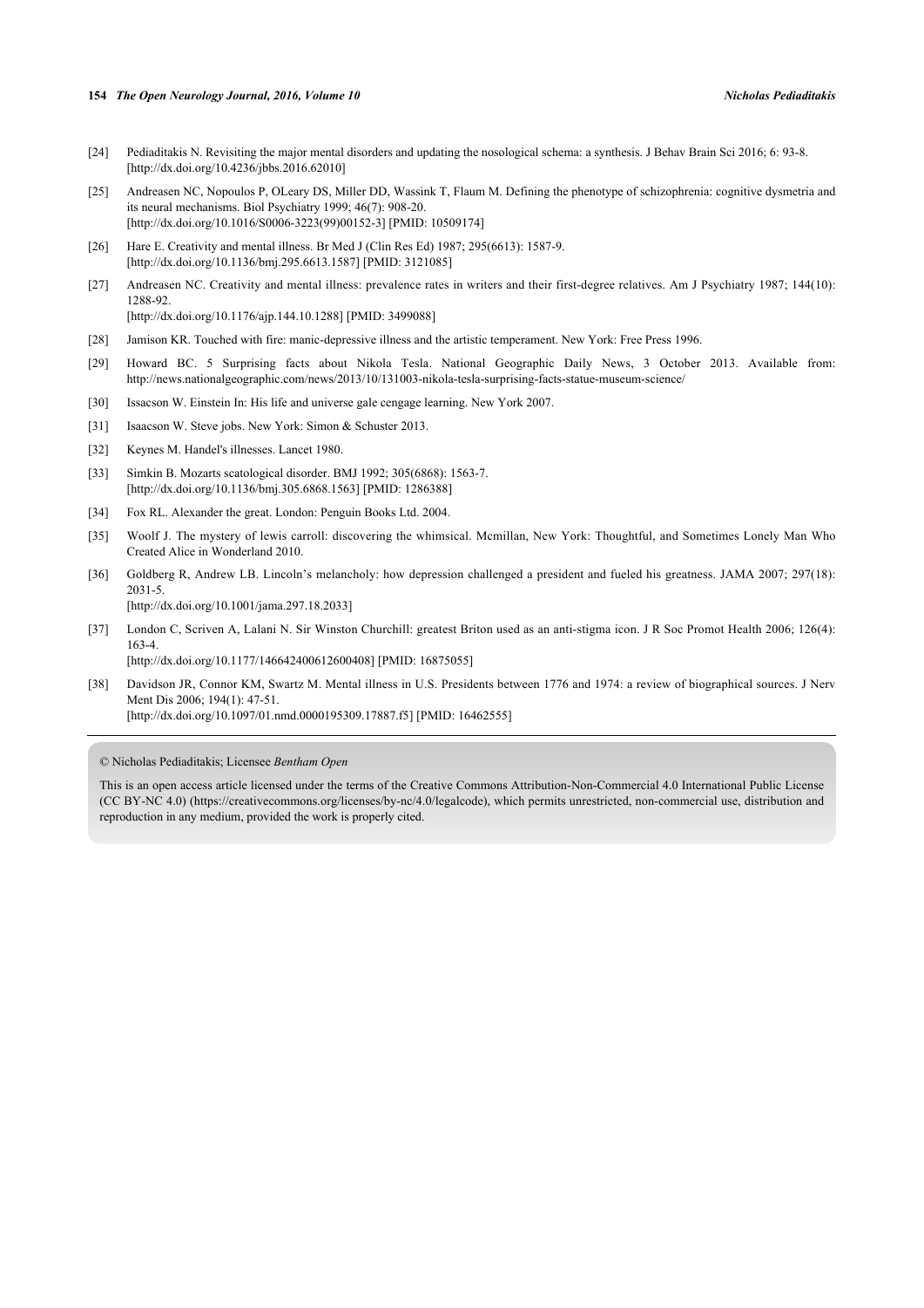[24] Pediaditakis N. Revisiting the major mental disorders and updating the nosological schema: a synthesis. J Behav Brain Sci 2016; 6: 93-8. [http://dx.doi.org/10.4236/jbbs.2016.62010]

[25] Andreasen NC, Nopoulos P, OLeary DS, Miller DD, Wassink T, Flaum M. Defining the phenotype of schizophrenia: cognitive dysmetria and its neural mechanisms. Biol Psychiatry 1999; 46(7): 908-20. [http://dx.doi.org/10.1016/S0006-3223(99)00152-3] [PMID: 10509174]

[26] Hare E. Creativity and mental illness. Br Med J (Clin Res Ed) 1987; 295(6613): 1587-9. [http://dx.doi.org/10.1136/bmj.295.6613.1587] [PMID: 3121085]

[27] Andreasen NC. Creativity and mental illness: prevalence rates in writers and their first-degree relatives. Am J Psychiatry 1987; 144(10): 1288-92. [http://dx.doi.org/10.1176/ajp.144.10.1288] [PMID: 3499088]

[28] Jamison KR. Touched with fire: manic-depressive illness and the artistic temperament. New York: Free Press 1996.

[29] Howard BC. 5 Surprising facts about Nikola Tesla. National Geographic Daily News, 3 October 2013. Available from: http://news.nationalgeographic.com/news/2013/10/131003-nikola-tesla-surprising-facts-statue-museum-science/

[30] Issacson W. Einstein In: His life and universe gale cengage learning. New York 2007.

[31] Isaacson W. Steve jobs. New York: Simon & Schuster 2013.

[32] Keynes M. Handel's illnesses. Lancet 1980.

[33] Simkin B. Mozarts scatological disorder. BMJ 1992; 305(6868): 1563-7. [http://dx.doi.org/10.1136/bmj.305.6868.1563] [PMID: 1286388]

[34] Fox RL. Alexander the great. London: Penguin Books Ltd. 2004.

[35] Woolf J. The mystery of lewis carroll: discovering the whimsical. Mcmillan, New York: Thoughtful, and Sometimes Lonely Man Who Created Alice in Wonderland 2010.

[36] Goldberg R, Andrew LB. Lincoln's melancholy: how depression challenged a president and fueled his greatness. JAMA 2007; 297(18): 2031-5. [http://dx.doi.org/10.1001/jama.297.18.2033]

[37] London C, Scriven A, Lalani N. Sir Winston Churchill: greatest Briton used as an anti-stigma icon. J R Soc Promot Health 2006; 126(4): 163-4. [http://dx.doi.org/10.1177/1466424006126004​08] [PMID: 16875055]

[38] Davidson JR, Connor KM, Swartz M. Mental illness in U.S. Presidents between 1776 and 1974: a review of biographical sources. J Nerv Ment Dis 2006; 194(1): 47-51. [http://dx.doi.org/10.1097/01.nmd.0000195309.17887.f5] [PMID: 16462555]

---

© Nicholas Pediaditakis; Licensee *Bentham Open*

This is an open access article licensed under the terms of the Creative Commons Attribution-Non-Commercial 4.0 International Public License (CC BY-NC 4.0) (https://creativecommons.org/licenses/by-nc/4.0/legalcode), which permits unrestricted, non-commercial use, distribution and reproduction in any medium, provided the work is properly cited.